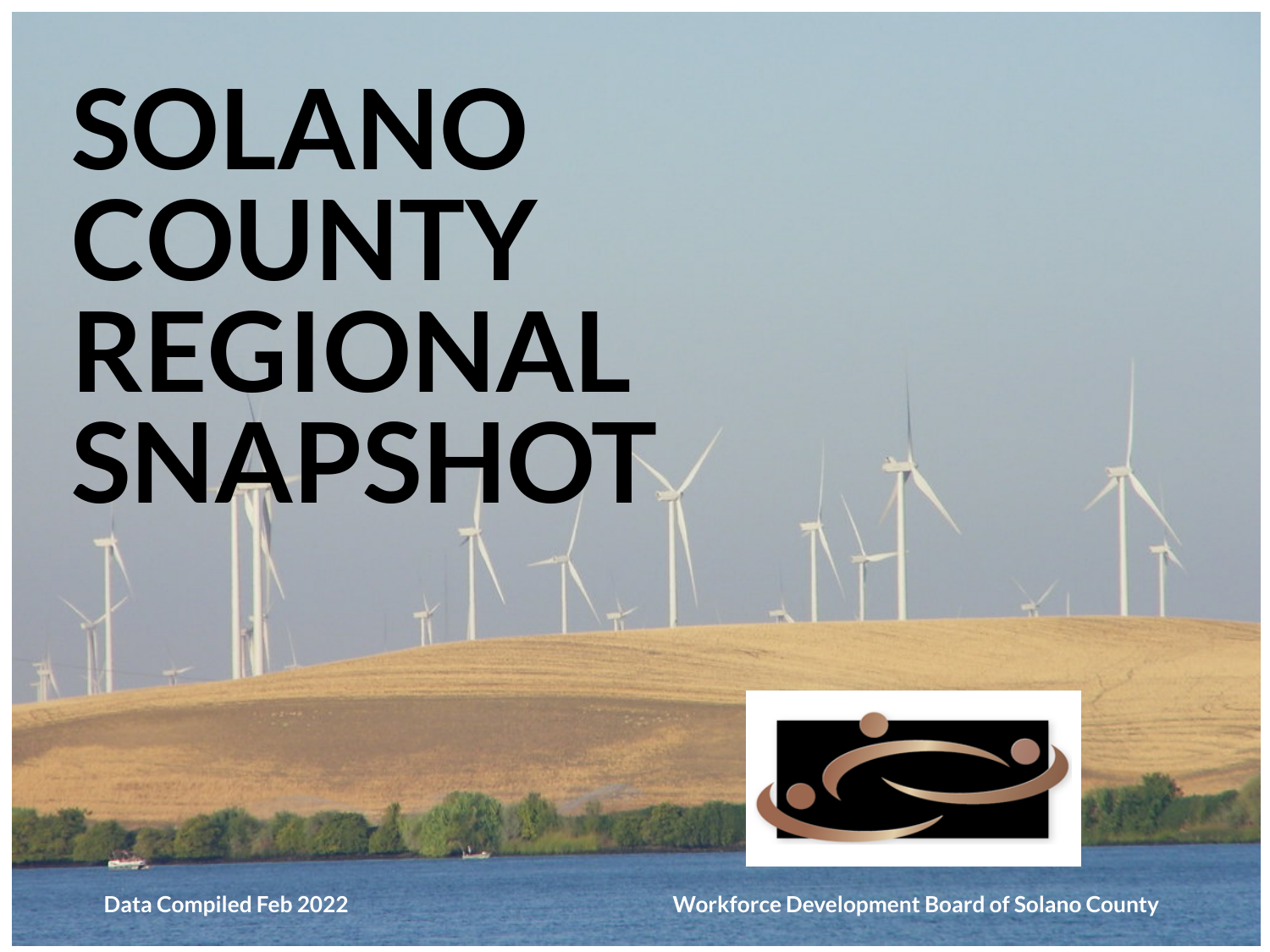# SOLANO COUNTY REGIONAL SNAPSHOT

Data Compiled Feb 2022

Workforce Development Board of Solano County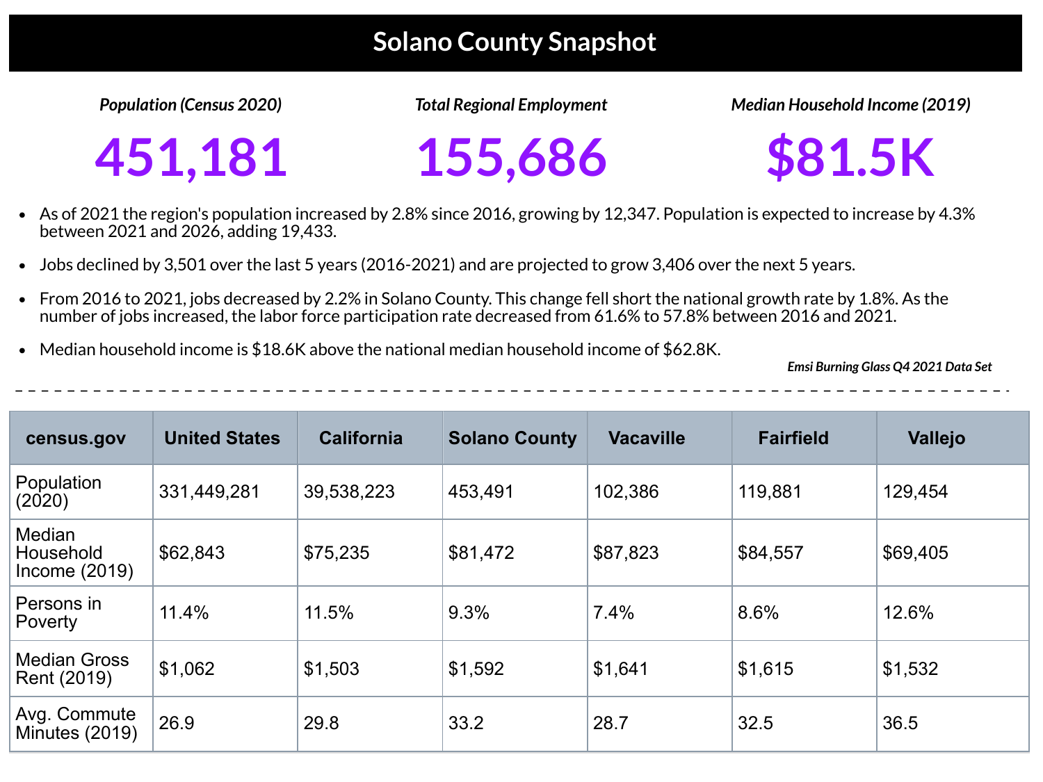# Solano County Snapshot

| *Population (Census 2020)* | *Total Regional Employment* | *Median Household Income (2019)* |
|---|---|---|
| **451,181** | **155,686** | **$81.5K** |

- As of 2021 the region's population increased by 2.8% since 2016, growing by 12,347. Population is expected to increase by 4.3% between 2021 and 2026, adding 19,433.
- Jobs declined by 3,501 over the last 5 years (2016-2021) and are projected to grow 3,406 over the next 5 years.
- From 2016 to 2021, jobs decreased by 2.2% in Solano County. This change fell short the national growth rate by 1.8%. As the number of jobs increased, the labor force participation rate decreased from 61.6% to 57.8% between 2016 and 2021.
- Median household income is $18.6K above the national median household income of $62.8K.

***Emsi Burning Glass Q4 2021 Data Set***

| census.gov | United States | California | Solano County | Vacaville | Fairfield | Vallejo |
|---|---|---|---|---|---|---|
| Population (2020) | 331,449,281 | 39,538,223 | 453,491 | 102,386 | 119,881 | 129,454 |
| Median Household Income (2019) | $62,843 | $75,235 | $81,472 | $87,823 | $84,557 | $69,405 |
| Persons in Poverty | 11.4% | 11.5% | 9.3% | 7.4% | 8.6% | 12.6% |
| Median Gross Rent (2019) | $1,062 | $1,503 | $1,592 | $1,641 | $1,615 | $1,532 |
| Avg. Commute Minutes (2019) | 26.9 | 29.8 | 33.2 | 28.7 | 32.5 | 36.5 |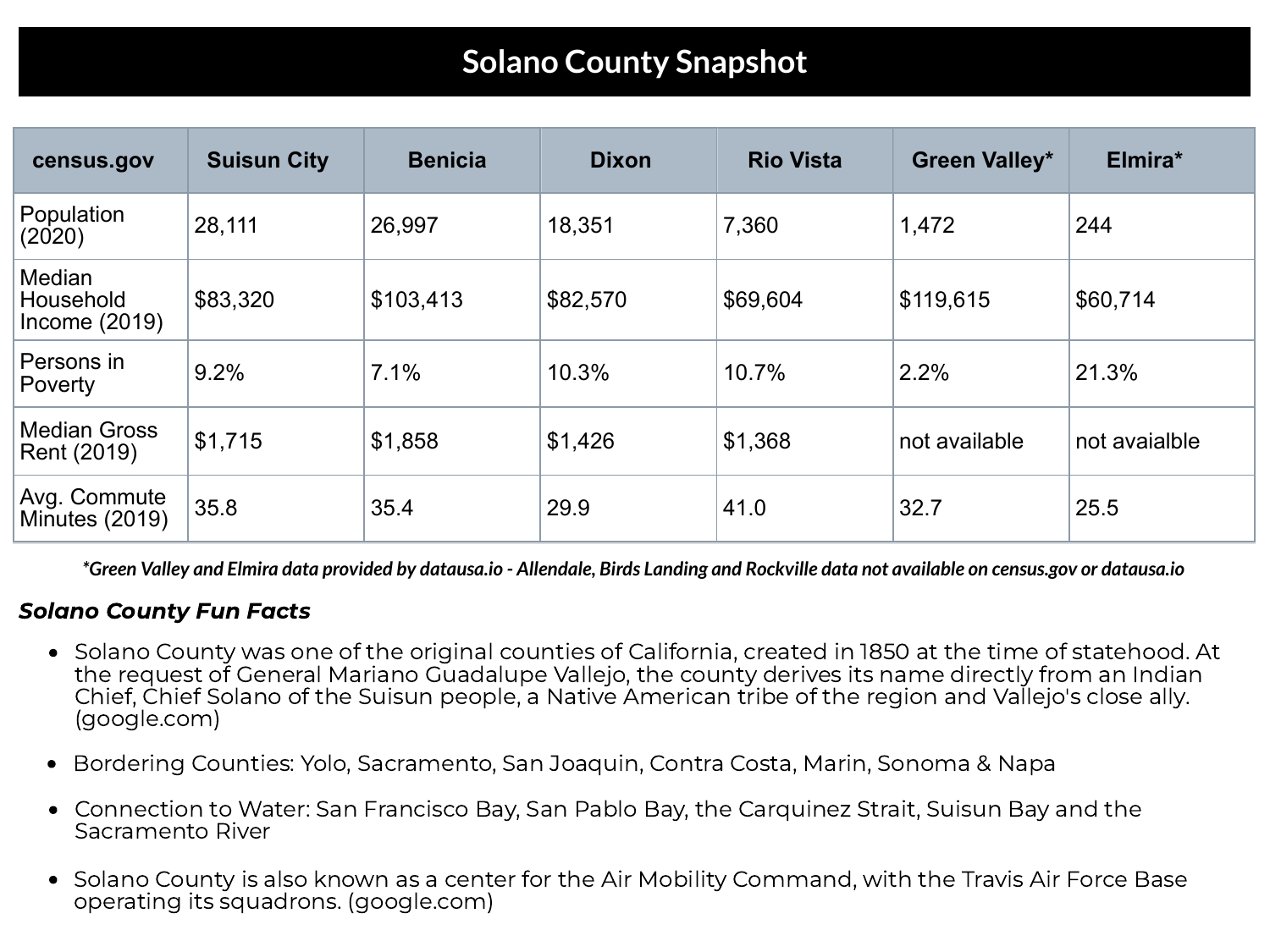# Solano County Snapshot

| census.gov | Suisun City | Benicia | Dixon | Rio Vista | Green Valley* | Elmira* |
|---|---|---|---|---|---|---|
| Population (2020) | 28,111 | 26,997 | 18,351 | 7,360 | 1,472 | 244 |
| Median Household Income (2019) | $83,320 | $103,413 | $82,570 | $69,604 | $119,615 | $60,714 |
| Persons in Poverty | 9.2% | 7.1% | 10.3% | 10.7% | 2.2% | 21.3% |
| Median Gross Rent (2019) | $1,715 | $1,858 | $1,426 | $1,368 | not available | not avaialble |
| Avg. Commute Minutes (2019) | 35.8 | 35.4 | 29.9 | 41.0 | 32.7 | 25.5 |

***Green Valley and Elmira data provided by datausa.io - Allendale, Birds Landing and Rockville data not available on census.gov or datausa.io***

### *Solano County Fun Facts*

- Solano County was one of the original counties of California, created in 1850 at the time of statehood. At the request of General Mariano Guadalupe Vallejo, the county derives its name directly from an Indian Chief, Chief Solano of the Suisun people, a Native American tribe of the region and Vallejo's close ally. (google.com)
- Bordering Counties: Yolo, Sacramento, San Joaquin, Contra Costa, Marin, Sonoma & Napa
- Connection to Water: San Francisco Bay, San Pablo Bay, the Carquinez Strait, Suisun Bay and the Sacramento River
- Solano County is also known as a center for the Air Mobility Command, with the Travis Air Force Base operating its squadrons. (google.com)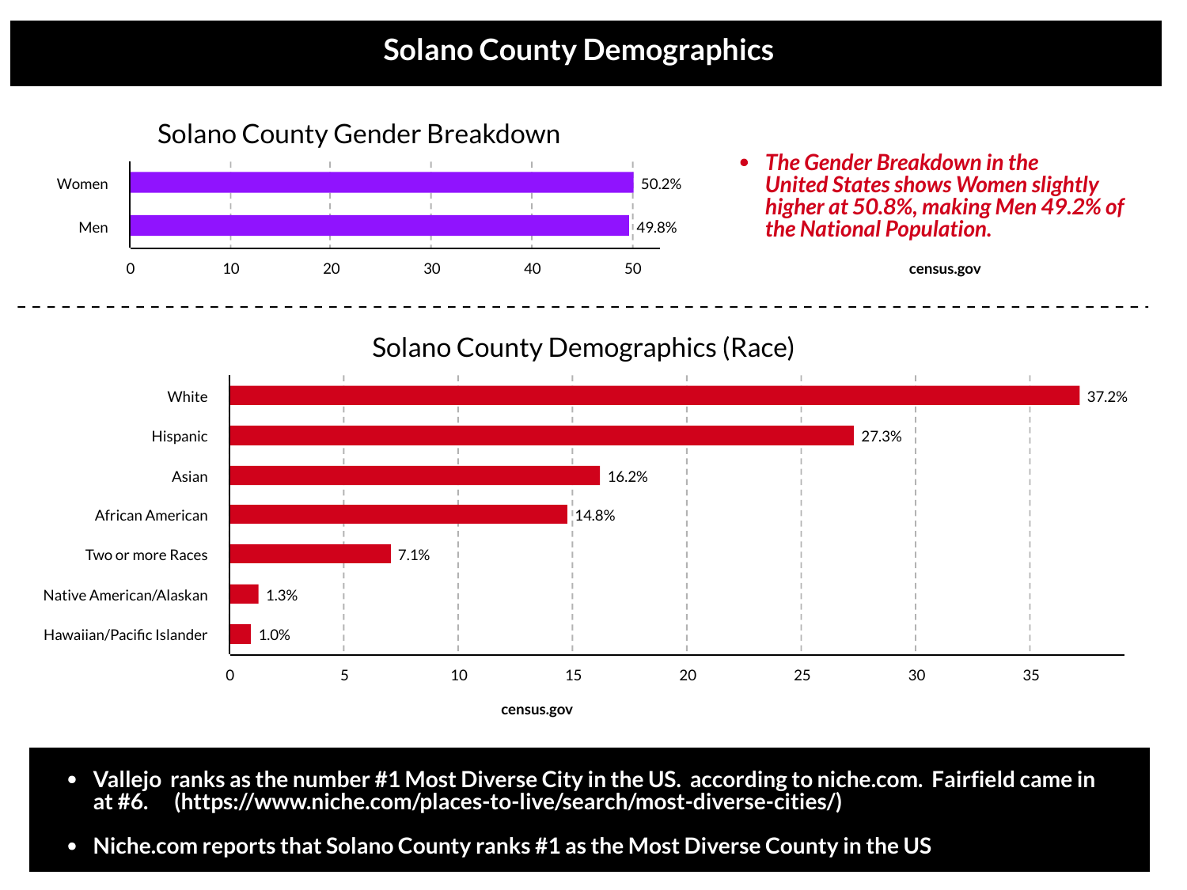# Solano County Demographics

## Solano County Gender Breakdown

| Gender | Percentage |
|---|---|
| Women | 50.2% |
| Men | 49.8% |

- *The Gender Breakdown in the United States shows Women slightly higher at 50.8%, making Men 49.2% of the National Population.*

census.gov

## Solano County Demographics (Race)

| Race | Percentage |
|---|---|
| White | 37.2% |
| Hispanic | 27.3% |
| Asian | 16.2% |
| African American | 14.8% |
| Two or more Races | 7.1% |
| Native American/Alaskan | 1.3% |
| Hawaiian/Pacific Islander | 1.0% |

census.gov

- **Vallejo ranks as the number #1 Most Diverse City in the US. according to niche.com. Fairfield came in at #6. (https://www.niche.com/places-to-live/search/most-diverse-cities/)**
- **Niche.com reports that Solano County ranks #1 as the Most Diverse County in the US**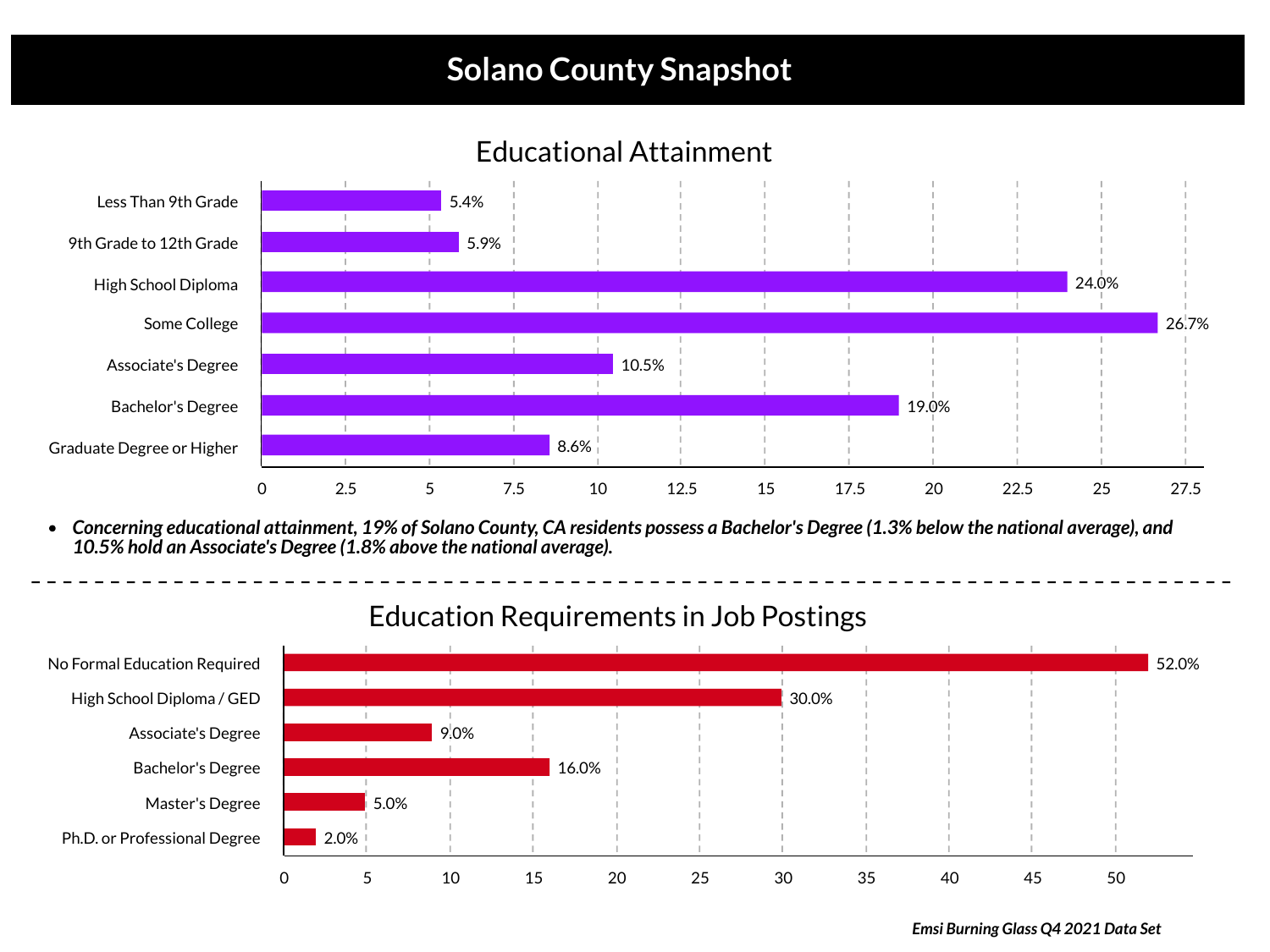# Solano County Snapshot

## Educational Attainment

| Category | Percentage |
| --- | --- |
| Less Than 9th Grade | 5.4% |
| 9th Grade to 12th Grade | 5.9% |
| High School Diploma | 24.0% |
| Some College | 26.7% |
| Associate's Degree | 10.5% |
| Bachelor's Degree | 19.0% |
| Graduate Degree or Higher | 8.6% |

- ***Concerning educational attainment, 19% of Solano County, CA residents possess a Bachelor's Degree (1.3% below the national average), and 10.5% hold an Associate's Degree (1.8% above the national average).***

---

## Education Requirements in Job Postings

| Category | Percentage |
| --- | --- |
| No Formal Education Required | 52.0% |
| High School Diploma / GED | 30.0% |
| Associate's Degree | 9.0% |
| Bachelor's Degree | 16.0% |
| Master's Degree | 5.0% |
| Ph.D. or Professional Degree | 2.0% |

***Emsi Burning Glass Q4 2021 Data Set***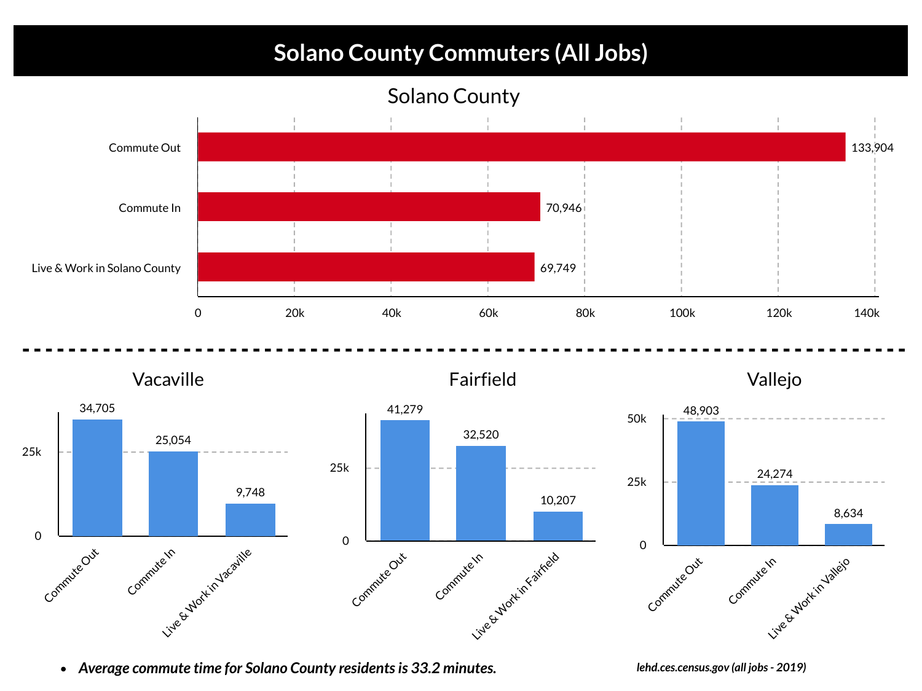# Solano County Commuters (All Jobs)

## Solano County

| Category | Count |
|---|---|
| Commute Out | 133,904 |
| Commute In | 70,946 |
| Live & Work in Solano County | 69,749 |

## Vacaville

| Category | Count |
|---|---|
| Commute Out | 34,705 |
| Commute In | 25,054 |
| Live & Work in Vacaville | 9,748 |

## Fairfield

| Category | Count |
|---|---|
| Commute Out | 41,279 |
| Commute In | 32,520 |
| Live & Work in Fairfield | 10,207 |

## Vallejo

| Category | Count |
|---|---|
| Commute Out | 48,903 |
| Commute In | 24,274 |
| Live & Work in Vallejo | 8,634 |

- ***Average commute time for Solano County residents is 33.2 minutes.***

*lehd.ces.census.gov (all jobs - 2019)*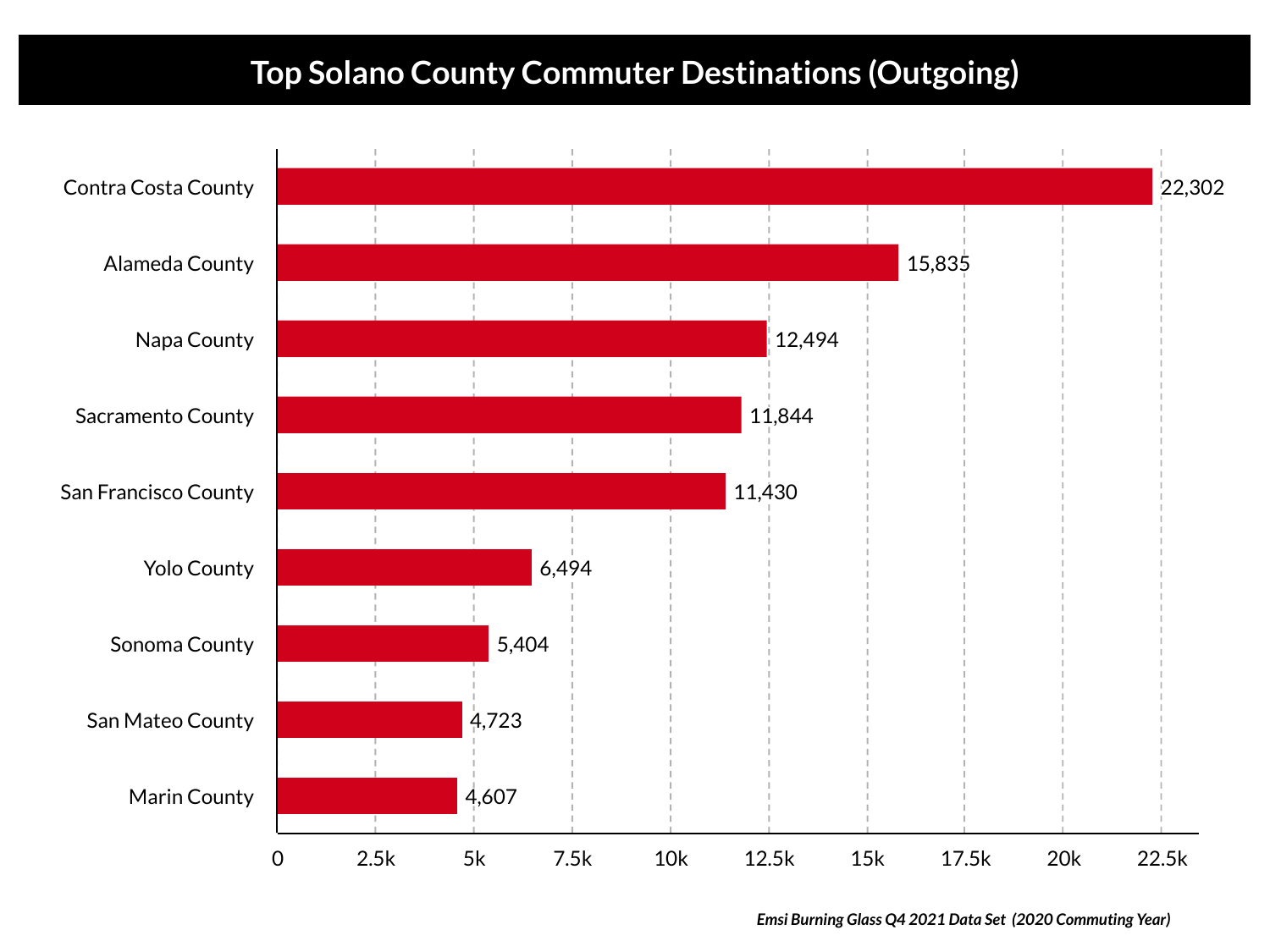## Top Solano County Commuter Destinations (Outgoing)

| County | Commuters |
| --- | --- |
| Contra Costa County | 22,302 |
| Alameda County | 15,835 |
| Napa County | 12,494 |
| Sacramento County | 11,844 |
| San Francisco County | 11,430 |
| Yolo County | 6,494 |
| Sonoma County | 5,404 |
| San Mateo County | 4,723 |
| Marin County | 4,607 |

*Emsi Burning Glass Q4 2021 Data Set (2020 Commuting Year)*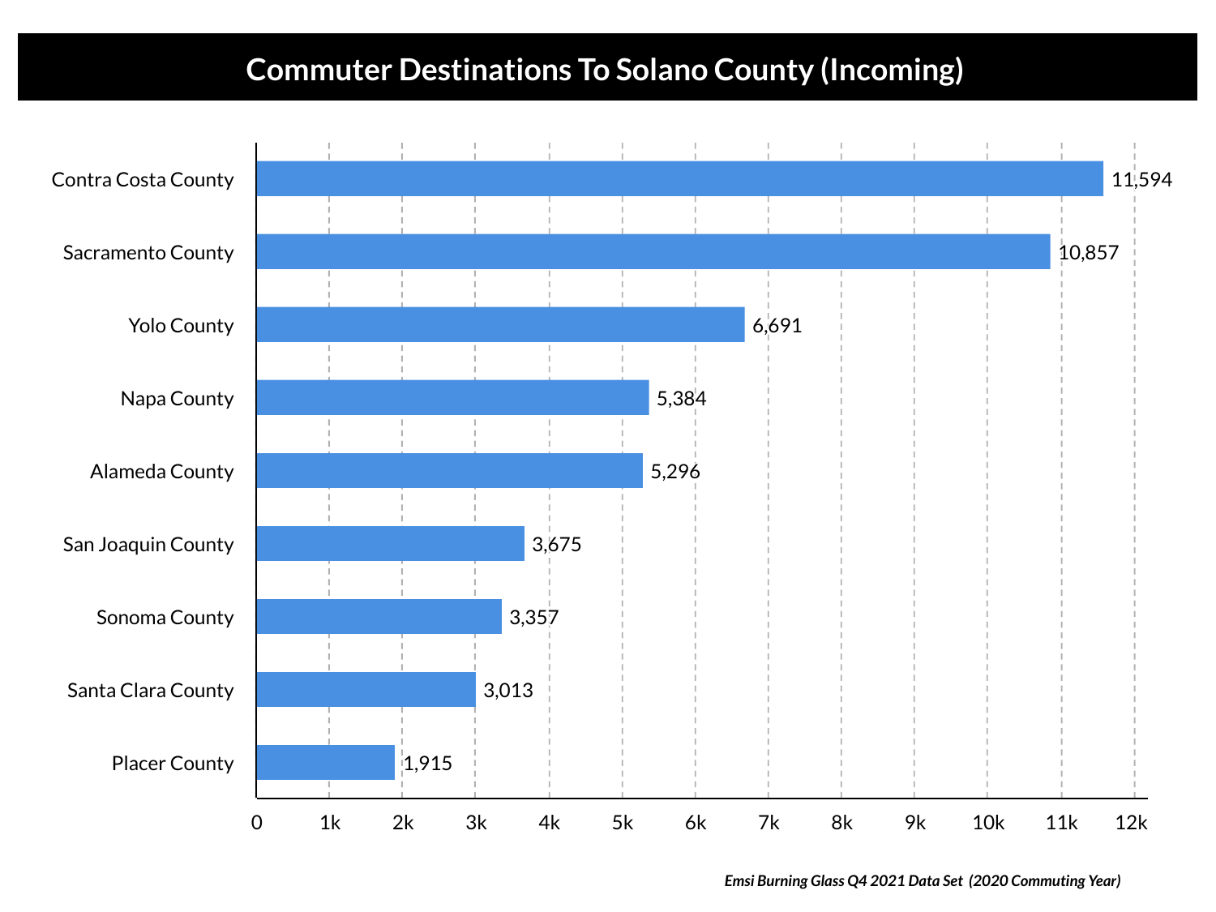# Commuter Destinations To Solano County (Incoming)

| County | Commuters |
| --- | --- |
| Contra Costa County | 11,594 |
| Sacramento County | 10,857 |
| Yolo County | 6,691 |
| Napa County | 5,384 |
| Alameda County | 5,296 |
| San Joaquin County | 3,675 |
| Sonoma County | 3,357 |
| Santa Clara County | 3,013 |
| Placer County | 1,915 |

*Emsi Burning Glass Q4 2021 Data Set (2020 Commuting Year)*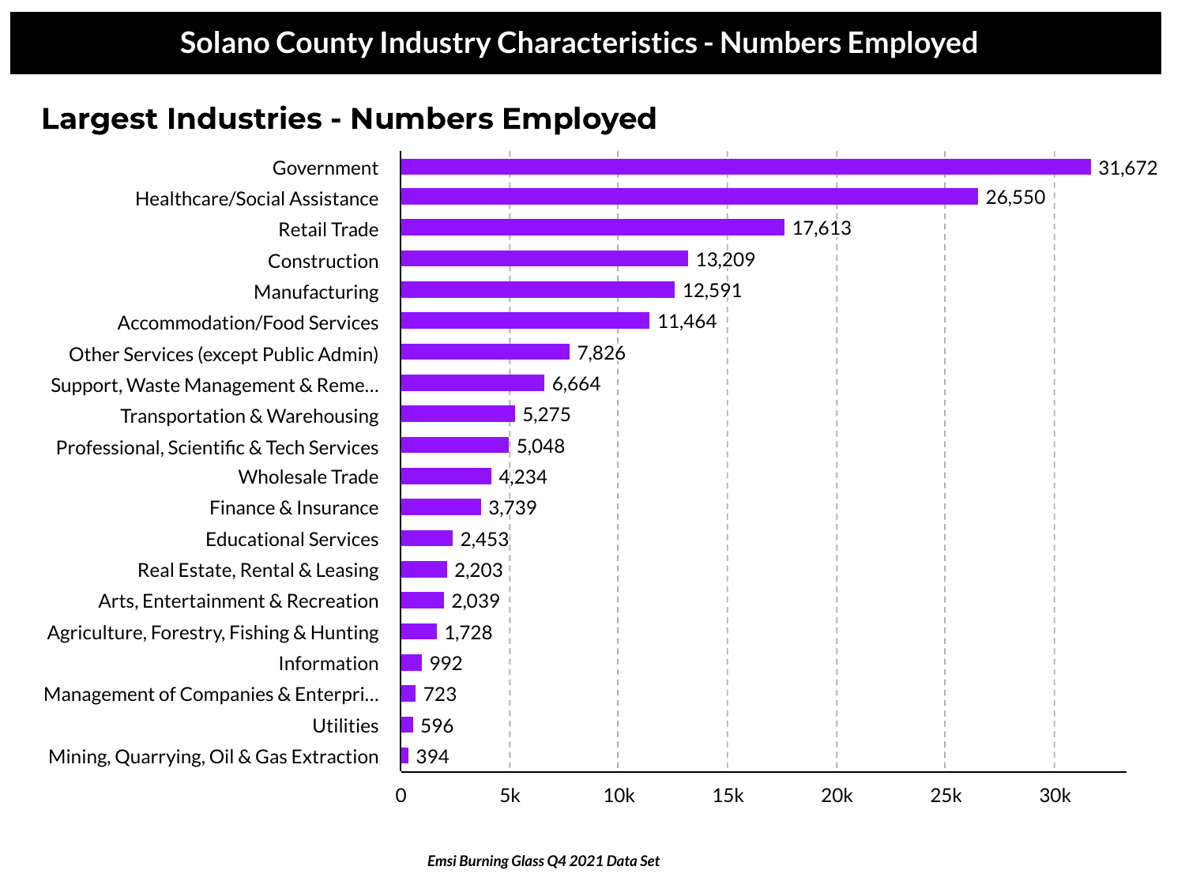# Solano County Industry Characteristics - Numbers Employed

## Largest Industries - Numbers Employed

| Industry | Numbers Employed |
| --- | --- |
| Government | 31,672 |
| Healthcare/Social Assistance | 26,550 |
| Retail Trade | 17,613 |
| Construction | 13,209 |
| Manufacturing | 12,591 |
| Accommodation/Food Services | 11,464 |
| Other Services (except Public Admin) | 7,826 |
| Support, Waste Management & Reme… | 6,664 |
| Transportation & Warehousing | 5,275 |
| Professional, Scientific & Tech Services | 5,048 |
| Wholesale Trade | 4,234 |
| Finance & Insurance | 3,739 |
| Educational Services | 2,453 |
| Real Estate, Rental & Leasing | 2,203 |
| Arts, Entertainment & Recreation | 2,039 |
| Agriculture, Forestry, Fishing & Hunting | 1,728 |
| Information | 992 |
| Management of Companies & Enterpri… | 723 |
| Utilities | 596 |
| Mining, Quarrying, Oil & Gas Extraction | 394 |

*Emsi Burning Glass Q4 2021 Data Set*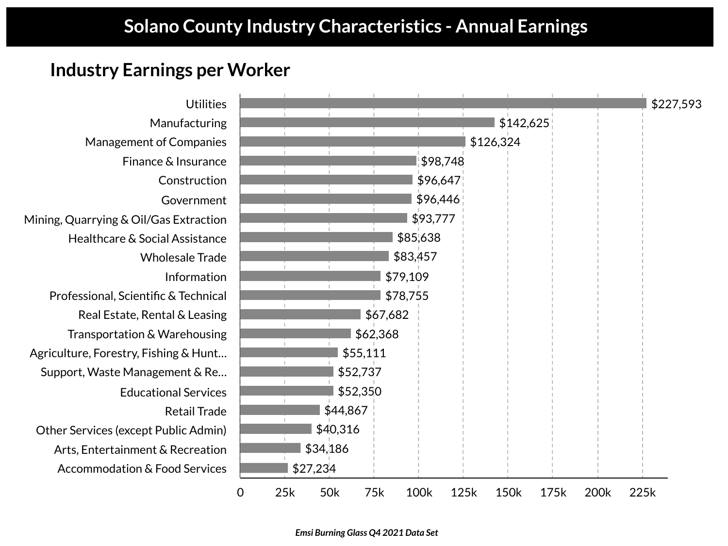# Solano County Industry Characteristics - Annual Earnings

## Industry Earnings per Worker

| Industry | Earnings per Worker |
|---|---|
| Utilities | $227,593 |
| Manufacturing | $142,625 |
| Management of Companies | $126,324 |
| Finance & Insurance | $98,748 |
| Construction | $96,647 |
| Government | $96,446 |
| Mining, Quarrying & Oil/Gas Extraction | $93,777 |
| Healthcare & Social Assistance | $85,638 |
| Wholesale Trade | $83,457 |
| Information | $79,109 |
| Professional, Scientific & Technical | $78,755 |
| Real Estate, Rental & Leasing | $67,682 |
| Transportation & Warehousing | $62,368 |
| Agriculture, Forestry, Fishing & Hunt... | $55,111 |
| Support, Waste Management & Re... | $52,737 |
| Educational Services | $52,350 |
| Retail Trade | $44,867 |
| Other Services (except Public Admin) | $40,316 |
| Arts, Entertainment & Recreation | $34,186 |
| Accommodation & Food Services | $27,234 |

*Emsi Burning Glass Q4 2021 Data Set*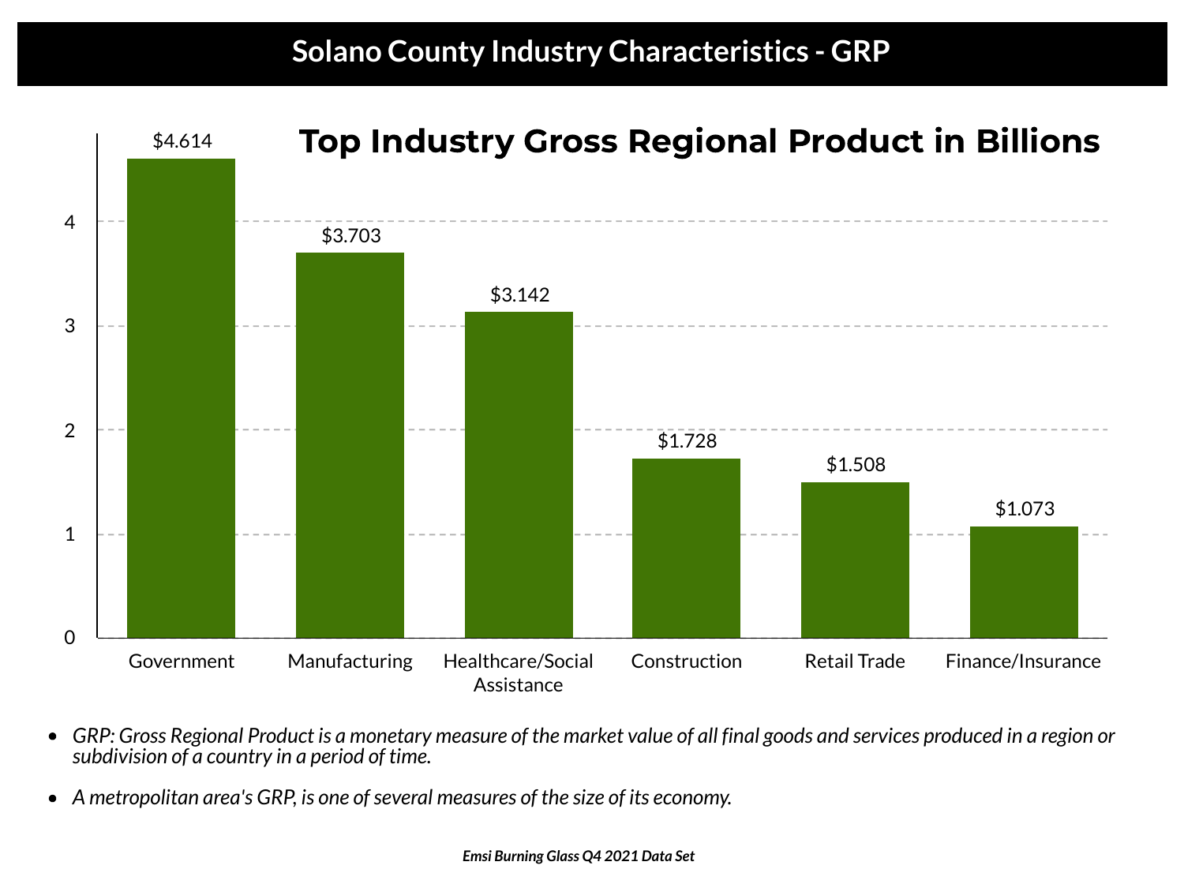# Solano County Industry Characteristics - GRP

## Top Industry Gross Regional Product in Billions

| Industry | GRP (Billions) |
|---|---|
| Government | $4.614 |
| Manufacturing | $3.703 |
| Healthcare/Social Assistance | $3.142 |
| Construction | $1.728 |
| Retail Trade | $1.508 |
| Finance/Insurance | $1.073 |

- *GRP: Gross Regional Product is a monetary measure of the market value of all final goods and services produced in a region or subdivision of a country in a period of time.*
- *A metropolitan area's GRP, is one of several measures of the size of its economy.*

***Emsi Burning Glass Q4 2021 Data Set***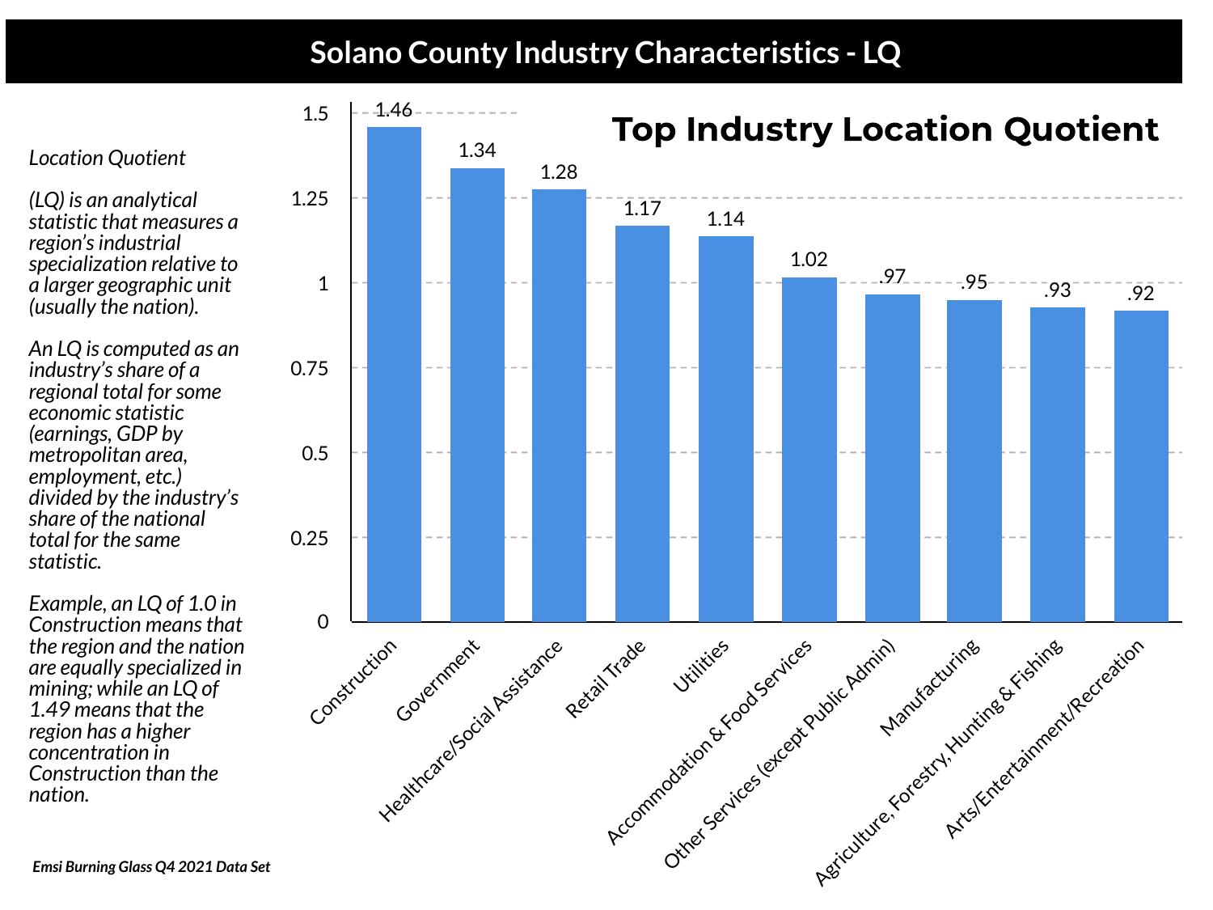# Solano County Industry Characteristics - LQ

*Location Quotient*

*(LQ) is an analytical statistic that measures a region's industrial specialization relative to a larger geographic unit (usually the nation).*

*An LQ is computed as an industry's share of a regional total for some economic statistic (earnings, GDP by metropolitan area, employment, etc.) divided by the industry's share of the national total for the same statistic.*

*Example, an LQ of 1.0 in Construction means that the region and the nation are equally specialized in mining; while an LQ of 1.49 means that the region has a higher concentration in Construction than the nation.*

**Top Industry Location Quotient**

| Industry | LQ |
|---|---|
| Construction | 1.46 |
| Government | 1.34 |
| Healthcare/Social Assistance | 1.28 |
| Retail Trade | 1.17 |
| Utilities | 1.14 |
| Accommodation & Food Services | 1.02 |
| Other Services (except Public Admin) | .97 |
| Manufacturing | .95 |
| Agriculture, Forestry, Hunting & Fishing | .93 |
| Arts/Entertainment/Recreation | .92 |

***Emsi Burning Glass Q4 2021 Data Set***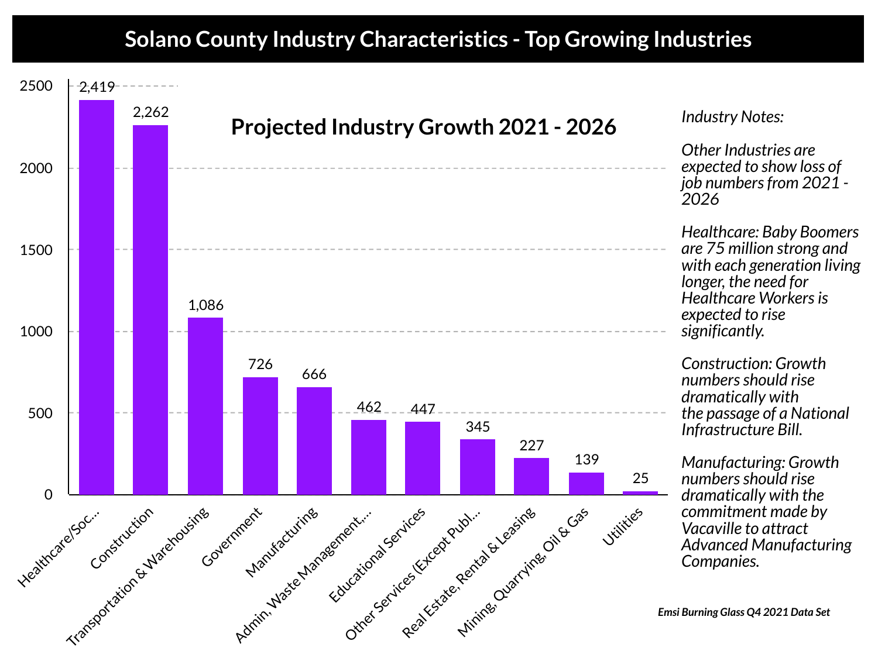# Solano County Industry Characteristics - Top Growing Industries

## Projected Industry Growth 2021 - 2026

| Industry | Projected Growth |
|---|---|
| Healthcare/Soc... | 2,419 |
| Construction | 2,262 |
| Transportation & Warehousing | 1,086 |
| Government | 726 |
| Manufacturing | 666 |
| Admin, Waste Management,... | 462 |
| Educational Services | 447 |
| Other Services (Except Publ... | 345 |
| Real Estate, Rental & Leasing | 227 |
| Mining, Quarrying, Oil & Gas | 139 |
| Utilities | 25 |

*Industry Notes:*

*Other Industries are expected to show loss of job numbers from 2021 - 2026*

*Healthcare: Baby Boomers are 75 million strong and with each generation living longer, the need for Healthcare Workers is expected to rise significantly.*

*Construction: Growth numbers should rise dramatically with the passage of a National Infrastructure Bill.*

*Manufacturing: Growth numbers should rise dramatically with the commitment made by Vacaville to attract Advanced Manufacturing Companies.*

***Emsi Burning Glass Q4 2021 Data Set***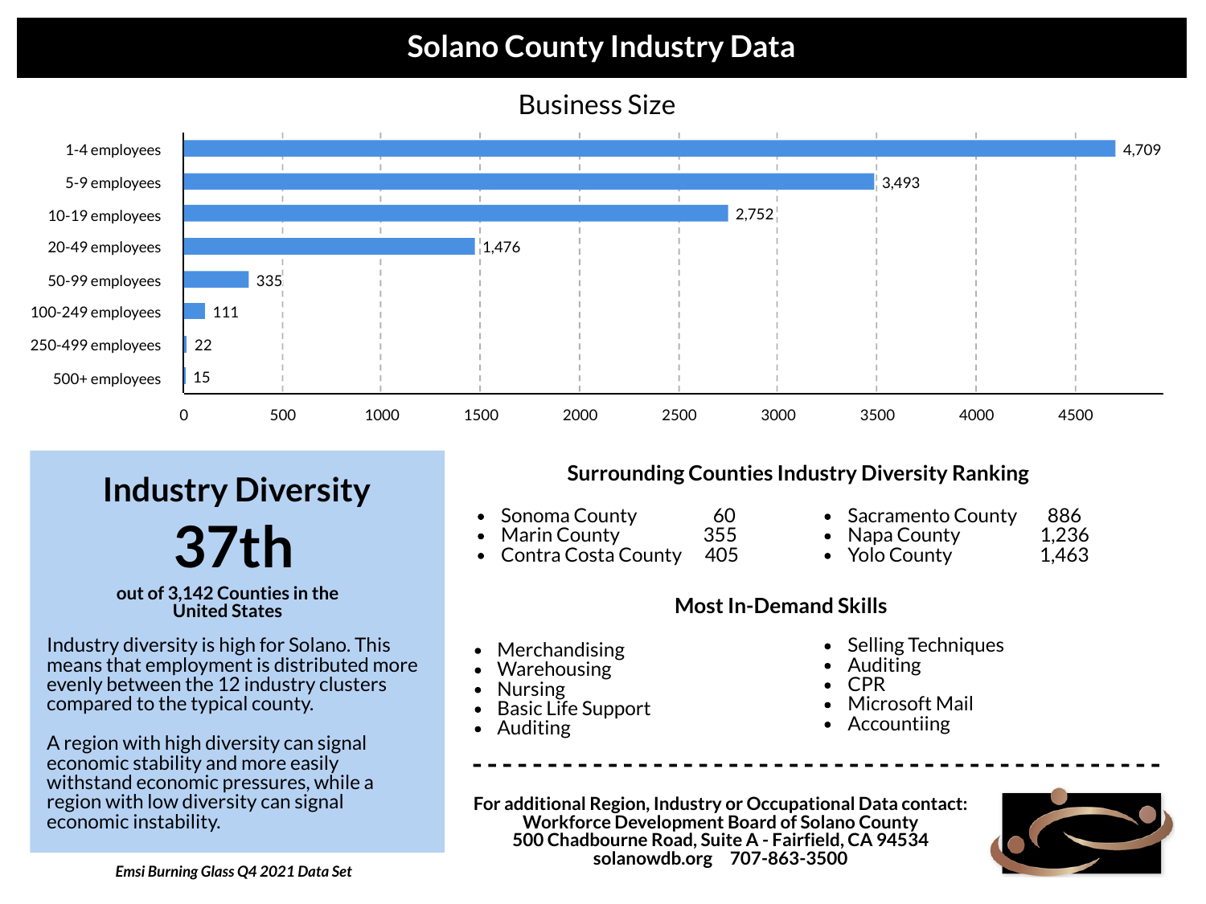# Solano County Industry Data

## Business Size

1-4 employees 4,709
5-9 employees 3,493
10-19 employees 2,752
20-49 employees 1,476
50-99 employees 335
100-249 employees 111
250-499 employees 22
500+ employees 15

0 500 1000 1500 2000 2500 3000 3500 4000 4500

## Industry Diversity

# 37th

**out of 3,142 Counties in the United States**

Industry diversity is high for Solano. This means that employment is distributed more evenly between the 12 industry clusters compared to the typical county.

A region with high diversity can signal economic stability and more easily withstand economic pressures, while a region with low diversity can signal economic instability.

*Emsi Burning Glass Q4 2021 Data Set*

### Surrounding Counties Industry Diversity Ranking

- Sonoma County 60
- Marin County 355
- Contra Costa County 405
- Sacramento County 886
- Napa County 1,236
- Yolo County 1,463

### Most In-Demand Skills

- Merchandising
- Warehousing
- Nursing
- Basic Life Support
- Auditing
- Selling Techniques
- Auditing
- CPR
- Microsoft Mail
- Accountiing

---

**For additional Region, Industry or Occupational Data contact:**
**Workforce Development Board of Solano County**
**500 Chadbourne Road, Suite A - Fairfield, CA 94534**
**solanowdb.org 707-863-3500**